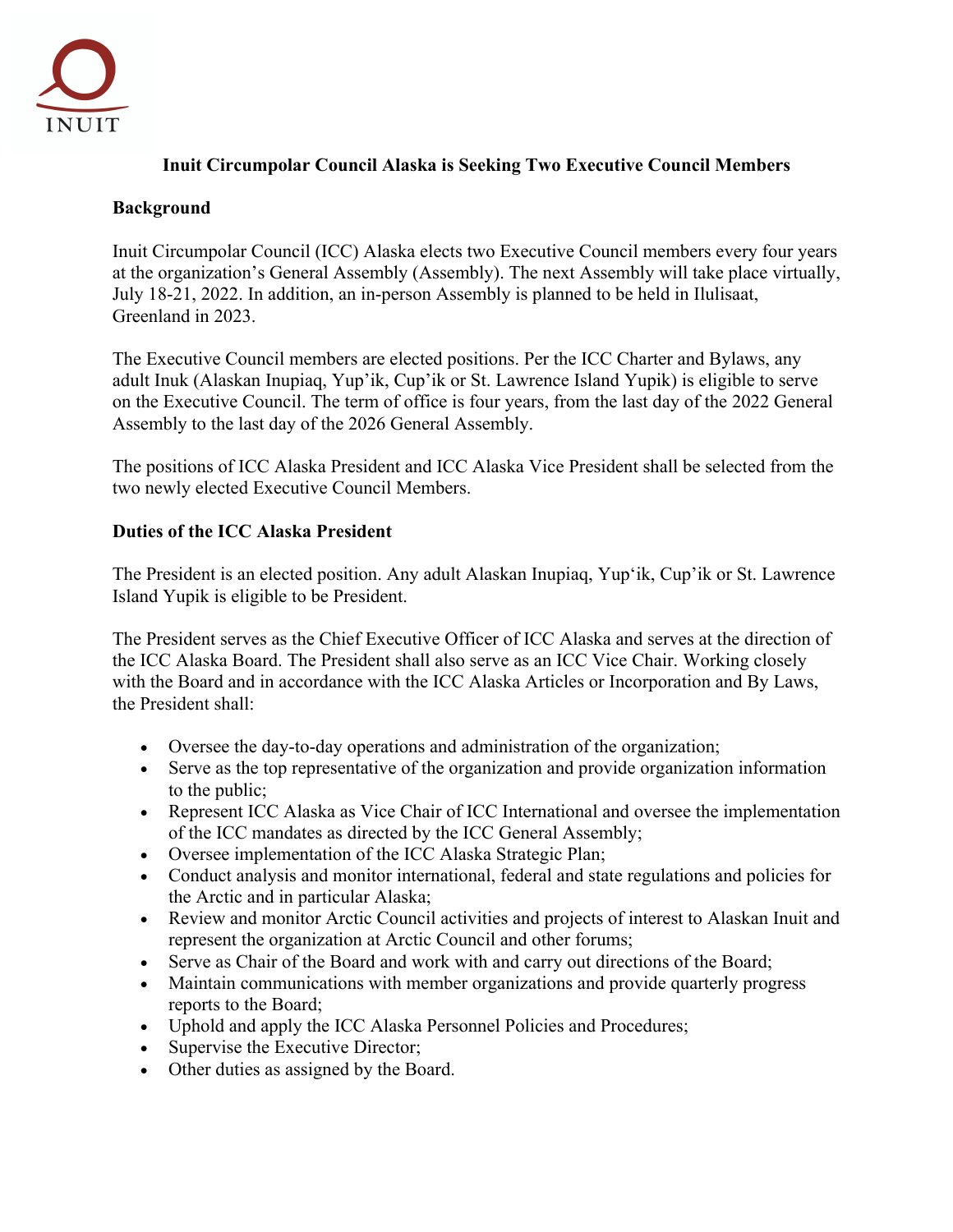INUIT

**Inuit Circumpolar Council Alaska is Seeking Two Executive Council Members**

**Background**

Inuit Circumpolar Council (ICC) Alaska elects two Executive Council members every four years at the organization's General Assembly (Assembly). The next Assembly will take place virtually, July 18-21, 2022. In addition, an in-person Assembly is planned to be held in Ilulisaat, Greenland in 2023.

The Executive Council members are elected positions. Per the ICC Charter and Bylaws, any adult Inuk (Alaskan Inupiaq, Yup'ik, Cup'ik or St. Lawrence Island Yupik) is eligible to serve on the Executive Council. The term of office is four years, from the last day of the 2022 General Assembly to the last day of the 2026 General Assembly.

The positions of ICC Alaska President and ICC Alaska Vice President shall be selected from the two newly elected Executive Council Members.

**Duties of the ICC Alaska President**

The President is an elected position. Any adult Alaskan Inupiaq, Yup'ik, Cup'ik or St. Lawrence Island Yupik is eligible to be President.

The President serves as the Chief Executive Officer of ICC Alaska and serves at the direction of the ICC Alaska Board. The President shall also serve as an ICC Vice Chair. Working closely with the Board and in accordance with the ICC Alaska Articles or Incorporation and By Laws, the President shall:

- Oversee the day-to-day operations and administration of the organization;
- Serve as the top representative of the organization and provide organization information to the public;
- Represent ICC Alaska as Vice Chair of ICC International and oversee the implementation of the ICC mandates as directed by the ICC General Assembly;
- Oversee implementation of the ICC Alaska Strategic Plan;
- Conduct analysis and monitor international, federal and state regulations and policies for the Arctic and in particular Alaska;
- Review and monitor Arctic Council activities and projects of interest to Alaskan Inuit and represent the organization at Arctic Council and other forums;
- Serve as Chair of the Board and work with and carry out directions of the Board;
- Maintain communications with member organizations and provide quarterly progress reports to the Board;
- Uphold and apply the ICC Alaska Personnel Policies and Procedures;
- Supervise the Executive Director;
- Other duties as assigned by the Board.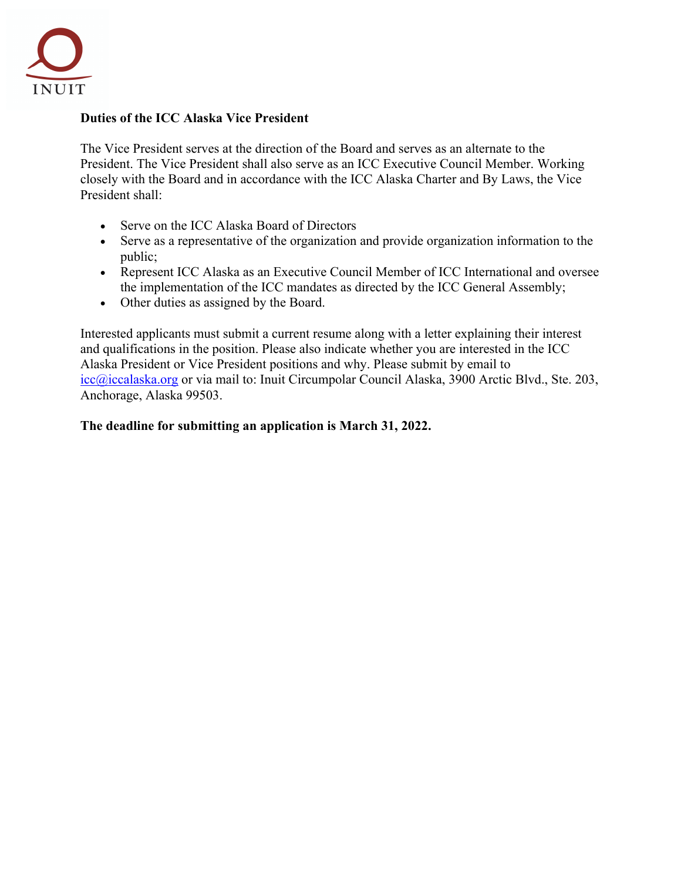**Duties of the ICC Alaska Vice President**

The Vice President serves at the direction of the Board and serves as an alternate to the President. The Vice President shall also serve as an ICC Executive Council Member. Working closely with the Board and in accordance with the ICC Alaska Charter and By Laws, the Vice President shall:

- Serve on the ICC Alaska Board of Directors
- Serve as a representative of the organization and provide organization information to the public;
- Represent ICC Alaska as an Executive Council Member of ICC International and oversee the implementation of the ICC mandates as directed by the ICC General Assembly;
- Other duties as assigned by the Board.

Interested applicants must submit a current resume along with a letter explaining their interest and qualifications in the position. Please also indicate whether you are interested in the ICC Alaska President or Vice President positions and why. Please submit by email to icc@iccalaska.org or via mail to: Inuit Circumpolar Council Alaska, 3900 Arctic Blvd., Ste. 203, Anchorage, Alaska 99503.

**The deadline for submitting an application is March 31, 2022.**